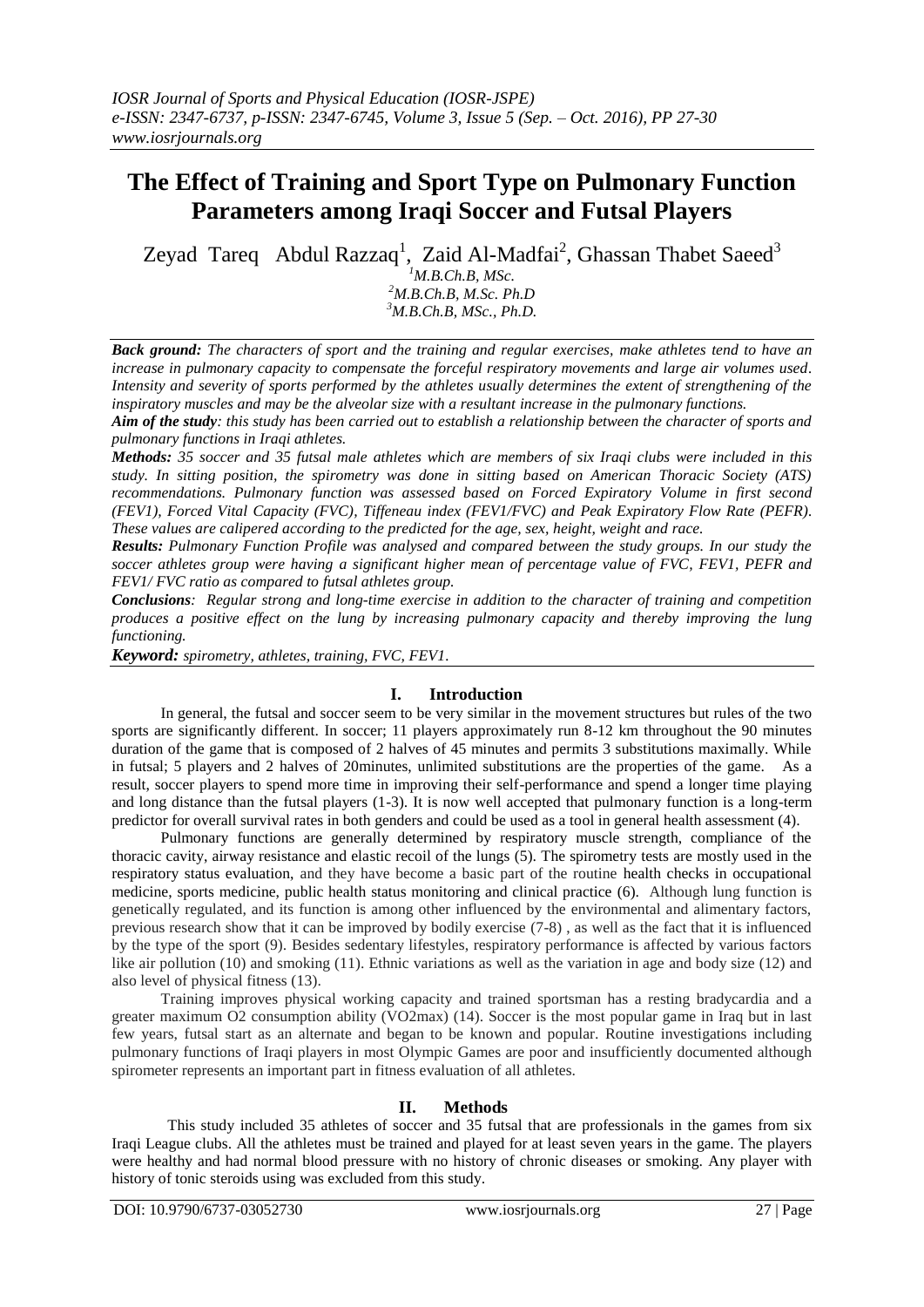# The Effect of Training and Sport Type on Pulmonary Function Parameters among Iraqi Soccer and Futsal Players

Zeyad Tareq Abdul Razzaq[1], Zaid Al-Madfai[2], Ghassan Thabet Saeed[3]

[1]M.B.Ch.B, MSc.
[2]M.B.Ch.B, M.Sc. Ph.D
[3]M.B.Ch.B, MSc., Ph.D.

***Back ground:*** *The characters of sport and the training and regular exercises, make athletes tend to have an increase in pulmonary capacity to compensate the forceful respiratory movements and large air volumes used. Intensity and severity of sports performed by the athletes usually determines the extent of strengthening of the inspiratory muscles and may be the alveolar size with a resultant increase in the pulmonary functions.*

***Aim of the study****: this study has been carried out to establish a relationship between the character of sports and pulmonary functions in Iraqi athletes.*

***Methods:*** *35 soccer and 35 futsal male athletes which are members of six Iraqi clubs were included in this study. In sitting position, the spirometry was done in sitting based on American Thoracic Society (ATS) recommendations. Pulmonary function was assessed based on Forced Expiratory Volume in first second (FEV1), Forced Vital Capacity (FVC), Tiffeneau index (FEV1/FVC) and Peak Expiratory Flow Rate (PEFR). These values are calipered according to the predicted for the age, sex, height, weight and race.*

***Results:*** *Pulmonary Function Profile was analysed and compared between the study groups. In our study the soccer athletes group were having a significant higher mean of percentage value of FVC, FEV1, PEFR and FEV1/ FVC ratio as compared to futsal athletes group.*

***Conclusions****: Regular strong and long-time exercise in addition to the character of training and competition produces a positive effect on the lung by increasing pulmonary capacity and thereby improving the lung functioning.*

***Keyword:*** *spirometry, athletes, training, FVC, FEV1.*

## I. Introduction

In general, the futsal and soccer seem to be very similar in the movement structures but rules of the two sports are significantly different. In soccer; 11 players approximately run 8-12 km throughout the 90 minutes duration of the game that is composed of 2 halves of 45 minutes and permits 3 substitutions maximally. While in futsal; 5 players and 2 halves of 20minutes, unlimited substitutions are the properties of the game. As a result, soccer players to spend more time in improving their self-performance and spend a longer time playing and long distance than the futsal players (1-3). It is now well accepted that pulmonary function is a long-term predictor for overall survival rates in both genders and could be used as a tool in general health assessment (4).

Pulmonary functions are generally determined by respiratory muscle strength, compliance of the thoracic cavity, airway resistance and elastic recoil of the lungs (5). The spirometry tests are mostly used in the respiratory status evaluation, and they have become a basic part of the routine health checks in occupational medicine, sports medicine, public health status monitoring and clinical practice (6). Although lung function is genetically regulated, and its function is among other influenced by the environmental and alimentary factors, previous research show that it can be improved by bodily exercise (7-8) , as well as the fact that it is influenced by the type of the sport (9). Besides sedentary lifestyles, respiratory performance is affected by various factors like air pollution (10) and smoking (11). Ethnic variations as well as the variation in age and body size (12) and also level of physical fitness (13).

Training improves physical working capacity and trained sportsman has a resting bradycardia and a greater maximum $O_2$ consumption ability ($VO_2max$) (14). Soccer is the most popular game in Iraq but in last few years, futsal start as an alternate and began to be known and popular. Routine investigations including pulmonary functions of Iraqi players in most Olympic Games are poor and insufficiently documented although spirometer represents an important part in fitness evaluation of all athletes.

## II. Methods

This study included 35 athletes of soccer and 35 futsal that are professionals in the games from six Iraqi League clubs. All the athletes must be trained and played for at least seven years in the game. The players were healthy and had normal blood pressure with no history of chronic diseases or smoking. Any player with history of tonic steroids using was excluded from this study.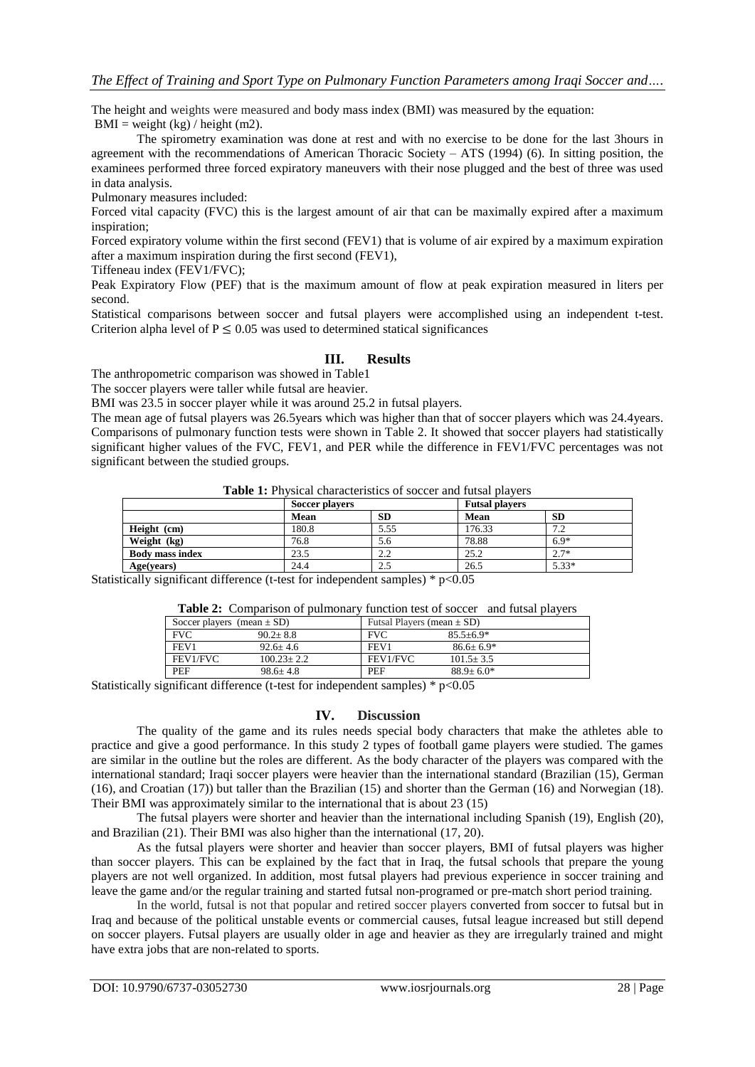The height and weights were measured and body mass index (BMI) was measured by the equation:

BMI = weight (kg) / height (m2).

The spirometry examination was done at rest and with no exercise to be done for the last 3hours in agreement with the recommendations of American Thoracic Society – ATS (1994) (6). In sitting position, the examinees performed three forced expiratory maneuvers with their nose plugged and the best of three was used in data analysis.

Pulmonary measures included:

Forced vital capacity (FVC) this is the largest amount of air that can be maximally expired after a maximum inspiration;

Forced expiratory volume within the first second (FEV1) that is volume of air expired by a maximum expiration after a maximum inspiration during the first second (FEV1),

Tiffeneau index (FEV1/FVC);

Peak Expiratory Flow (PEF) that is the maximum amount of flow at peak expiration measured in liters per second.

Statistical comparisons between soccer and futsal players were accomplished using an independent t-test. Criterion alpha level of $P \leq 0.05$ was used to determined statical significances

## III. Results

The anthropometric comparison was showed in Table1

The soccer players were taller while futsal are heavier.

BMI was 23.5 in soccer player while it was around 25.2 in futsal players.

The mean age of futsal players was 26.5years which was higher than that of soccer players which was 24.4years. Comparisons of pulmonary function tests were shown in Table 2. It showed that soccer players had statistically significant higher values of the FVC, FEV1, and PER while the difference in FEV1/FVC percentages was not significant between the studied groups.

**Table 1:** Physical characteristics of soccer and futsal players

| | Soccer players | | Futsal players | |
|---|---|---|---|---|
| | **Mean** | **SD** | **Mean** | **SD** |
| **Height (cm)** | 180.8 | 5.55 | 176.33 | 7.2 |
| **Weight (kg)** | 76.8 | 5.6 | 78.88 | 6.9* |
| **Body mass index** | 23.5 | 2.2 | 25.2 | 2.7* |
| **Age(years)** | 24.4 | 2.5 | 26.5 | 5.33* |

Statistically significant difference (t-test for independent samples) * $p<0.05$

**Table 2:** Comparison of pulmonary function test of soccer and futsal players

| Soccer players (mean ± SD) | | Futsal Players (mean ± SD) | |
|---|---|---|---|
| FVC | 90.2± 8.8 | FVC | 85.5±6.9* |
| FEV1 | 92.6± 4.6 | FEV1 | 86.6± 6.9* |
| FEV1/FVC | 100.23± 2.2 | FEV1/FVC | 101.5± 3.5 |
| PEF | 98.6± 4.8 | PEF | 88.9± 6.0* |

Statistically significant difference (t-test for independent samples) * $p<0.05$

## IV. Discussion

The quality of the game and its rules needs special body characters that make the athletes able to practice and give a good performance. In this study 2 types of football game players were studied. The games are similar in the outline but the roles are different. As the body character of the players was compared with the international standard; Iraqi soccer players were heavier than the international standard (Brazilian (15), German (16), and Croatian (17)) but taller than the Brazilian (15) and shorter than the German (16) and Norwegian (18). Their BMI was approximately similar to the international that is about 23 (15)

The futsal players were shorter and heavier than the international including Spanish (19), English (20), and Brazilian (21). Their BMI was also higher than the international (17, 20).

As the futsal players were shorter and heavier than soccer players, BMI of futsal players was higher than soccer players. This can be explained by the fact that in Iraq, the futsal schools that prepare the young players are not well organized. In addition, most futsal players had previous experience in soccer training and leave the game and/or the regular training and started futsal non-programed or pre-match short period training.

In the world, futsal is not that popular and retired soccer players converted from soccer to futsal but in Iraq and because of the political unstable events or commercial causes, futsal league increased but still depend on soccer players. Futsal players are usually older in age and heavier as they are irregularly trained and might have extra jobs that are non-related to sports.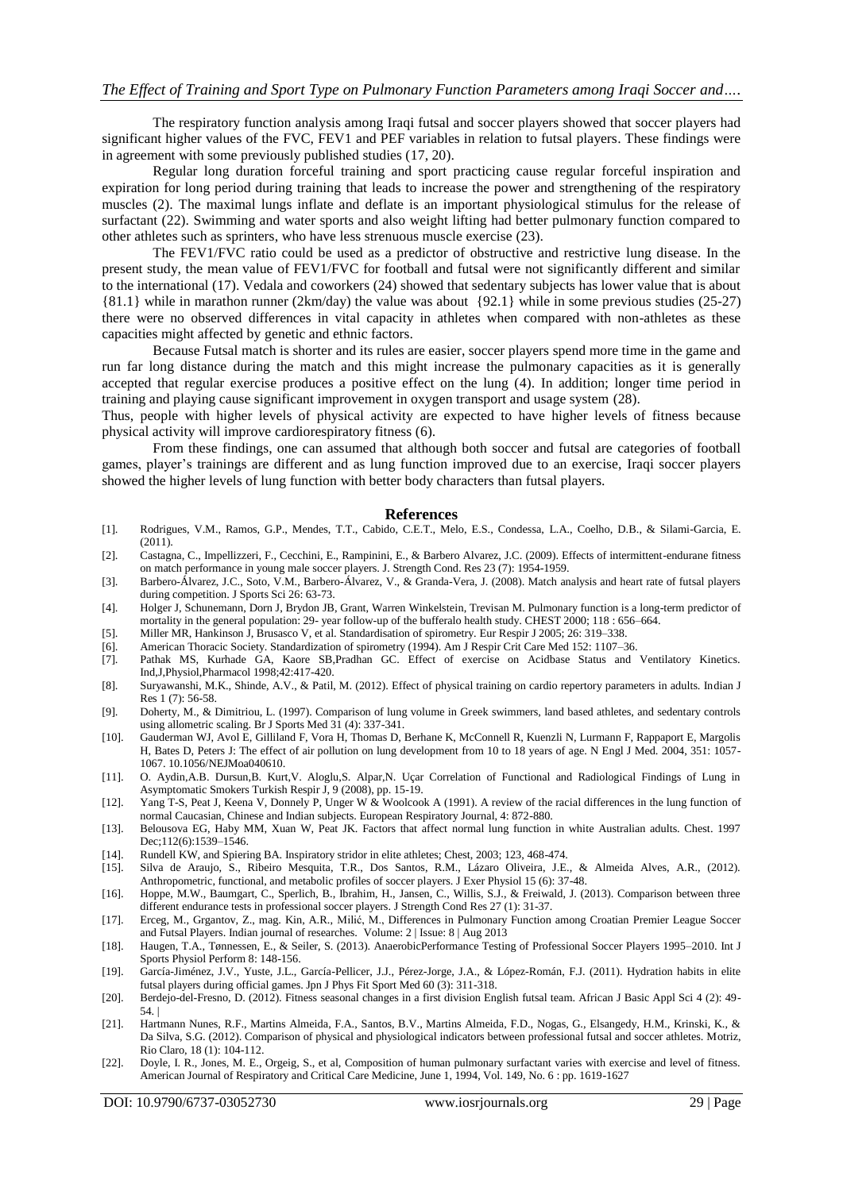The respiratory function analysis among Iraqi futsal and soccer players showed that soccer players had significant higher values of the FVC, FEV1 and PEF variables in relation to futsal players. These findings were in agreement with some previously published studies (17, 20).

Regular long duration forceful training and sport practicing cause regular forceful inspiration and expiration for long period during training that leads to increase the power and strengthening of the respiratory muscles (2). The maximal lungs inflate and deflate is an important physiological stimulus for the release of surfactant (22). Swimming and water sports and also weight lifting had better pulmonary function compared to other athletes such as sprinters, who have less strenuous muscle exercise (23).

The FEV1/FVC ratio could be used as a predictor of obstructive and restrictive lung disease. In the present study, the mean value of FEV1/FVC for football and futsal were not significantly different and similar to the international (17). Vedala and coworkers (24) showed that sedentary subjects has lower value that is about {81.1} while in marathon runner (2km/day) the value was about {92.1} while in some previous studies (25-27) there were no observed differences in vital capacity in athletes when compared with non-athletes as these capacities might affected by genetic and ethnic factors.

Because Futsal match is shorter and its rules are easier, soccer players spend more time in the game and run far long distance during the match and this might increase the pulmonary capacities as it is generally accepted that regular exercise produces a positive effect on the lung (4). In addition; longer time period in training and playing cause significant improvement in oxygen transport and usage system (28).

Thus, people with higher levels of physical activity are expected to have higher levels of fitness because physical activity will improve cardiorespiratory fitness (6).

From these findings, one can assumed that although both soccer and futsal are categories of football games, player's trainings are different and as lung function improved due to an exercise, Iraqi soccer players showed the higher levels of lung function with better body characters than futsal players.

## References

- [1]. Rodrigues, V.M., Ramos, G.P., Mendes, T.T., Cabido, C.E.T., Melo, E.S., Condessa, L.A., Coelho, D.B., & Silami-Garcia, E. (2011).
- [2]. Castagna, C., Impellizzeri, F., Cecchini, E., Rampinini, E., & Barbero Alvarez, J.C. (2009). Effects of intermittent-endurane fitness on match performance in young male soccer players. J. Strength Cond. Res 23 (7): 1954-1959.
- [3]. Barbero-Álvarez, J.C., Soto, V.M., Barbero-Álvarez, V., & Granda-Vera, J. (2008). Match analysis and heart rate of futsal players during competition. J Sports Sci 26: 63-73.
- [4]. Holger J, Schunemann, Dorn J, Brydon JB, Grant, Warren Winkelstein, Trevisan M. Pulmonary function is a long-term predictor of mortality in the general population: 29- year follow-up of the bufferalo health study. CHEST 2000; 118 : 656–664.
- [5]. Miller MR, Hankinson J, Brusasco V, et al. Standardisation of spirometry. Eur Respir J 2005; 26: 319–338.
- [6]. American Thoracic Society. Standardization of spirometry (1994). Am J Respir Crit Care Med 152: 1107–36.
- [7]. Pathak MS, Kurhade GA, Kaore SB,Pradhan GC. Effect of exercise on Acidbase Status and Ventilatory Kinetics. Ind,J,Physiol,Pharmacol 1998;42:417-420.
- [8]. Suryawanshi, M.K., Shinde, A.V., & Patil, M. (2012). Effect of physical training on cardio repertory parameters in adults. Indian J Res 1 (7): 56-58.
- [9]. Doherty, M., & Dimitriou, L. (1997). Comparison of lung volume in Greek swimmers, land based athletes, and sedentary controls using allometric scaling. Br J Sports Med 31 (4): 337-341.
- [10]. Gauderman WJ, Avol E, Gilliland F, Vora H, Thomas D, Berhane K, McConnell R, Kuenzli N, Lurmann F, Rappaport E, Margolis H, Bates D, Peters J: The effect of air pollution on lung development from 10 to 18 years of age. N Engl J Med. 2004, 351: 1057-1067. 10.1056/NEJMoa040610.
- [11]. O. Aydin,A.B. Dursun,B. Kurt,V. Aloglu,S. Alpar,N. Uçar Correlation of Functional and Radiological Findings of Lung in Asymptomatic Smokers Turkish Respir J, 9 (2008), pp. 15-19.
- [12]. Yang T-S, Peat J, Keena V, Donnely P, Unger W & Woolcook A (1991). A review of the racial differences in the lung function of normal Caucasian, Chinese and Indian subjects. European Respiratory Journal, 4: 872-880.
- [13]. Belousova EG, Haby MM, Xuan W, Peat JK. Factors that affect normal lung function in white Australian adults. Chest. 1997 Dec;112(6):1539–1546.
- [14]. Rundell KW, and Spiering BA. Inspiratory stridor in elite athletes; Chest, 2003; 123, 468-474.
- [15]. Silva de Araujo, S., Ribeiro Mesquita, T.R., Dos Santos, R.M., Lázaro Oliveira, J.E., & Almeida Alves, A.R., (2012). Anthropometric, functional, and metabolic profiles of soccer players. J Exer Physiol 15 (6): 37-48.
- [16]. Hoppe, M.W., Baumgart, C., Sperlich, B., Ibrahim, H., Jansen, C., Willis, S.J., & Freiwald, J. (2013). Comparison between three different endurance tests in professional soccer players. J Strength Cond Res 27 (1): 31-37.
- [17]. Erceg, M., Grgantov, Z., mag. Kin, A.R., Milić, M., Differences in Pulmonary Function among Croatian Premier League Soccer and Futsal Players. Indian journal of researches. Volume: 2 | Issue: 8 | Aug 2013
- [18]. Haugen, T.A., Tønnessen, E., & Seiler, S. (2013). AnaerobicPerformance Testing of Professional Soccer Players 1995–2010. Int J Sports Physiol Perform 8: 148-156.
- [19]. García-Jiménez, J.V., Yuste, J.L., García-Pellicer, J.J., Pérez-Jorge, J.A., & López-Román, F.J. (2011). Hydration habits in elite futsal players during official games. Jpn J Phys Fit Sport Med 60 (3): 311-318.
- [20]. Berdejo-del-Fresno, D. (2012). Fitness seasonal changes in a first division English futsal team. African J Basic Appl Sci 4 (2): 49-54. |
- [21]. Hartmann Nunes, R.F., Martins Almeida, F.A., Santos, B.V., Martins Almeida, F.D., Nogas, G., Elsangedy, H.M., Krinski, K., & Da Silva, S.G. (2012). Comparison of physical and physiological indicators between professional futsal and soccer athletes. Motriz, Rio Claro, 18 (1): 104-112.
- [22]. Doyle, I. R., Jones, M. E., Orgeig, S., et al, Composition of human pulmonary surfactant varies with exercise and level of fitness. American Journal of Respiratory and Critical Care Medicine, June 1, 1994, Vol. 149, No. 6 : pp. 1619-1627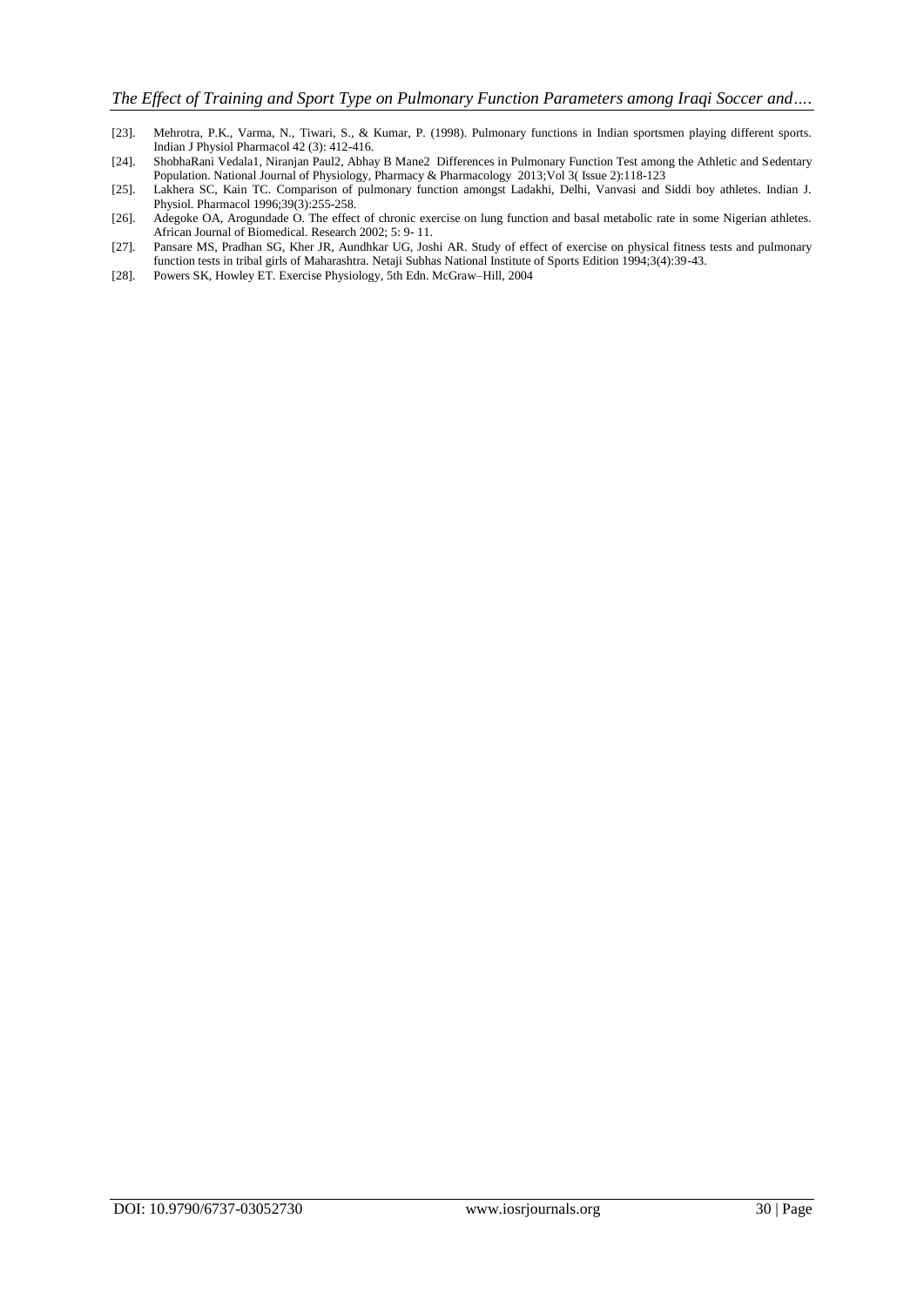[23]. Mehrotra, P.K., Varma, N., Tiwari, S., & Kumar, P. (1998). Pulmonary functions in Indian sportsmen playing different sports. Indian J Physiol Pharmacol 42 (3): 412-416.

[24]. ShobhaRani Vedala1, Niranjan Paul2, Abhay B Mane2 Differences in Pulmonary Function Test among the Athletic and Sedentary Population. National Journal of Physiology, Pharmacy & Pharmacology 2013;Vol 3( Issue 2):118-123

[25]. Lakhera SC, Kain TC. Comparison of pulmonary function amongst Ladakhi, Delhi, Vanvasi and Siddi boy athletes. Indian J. Physiol. Pharmacol 1996;39(3):255-258.

[26]. Adegoke OA, Arogundade O. The effect of chronic exercise on lung function and basal metabolic rate in some Nigerian athletes. African Journal of Biomedical. Research 2002; 5: 9- 11.

[27]. Pansare MS, Pradhan SG, Kher JR, Aundhkar UG, Joshi AR. Study of effect of exercise on physical fitness tests and pulmonary function tests in tribal girls of Maharashtra. Netaji Subhas National Institute of Sports Edition 1994;3(4):39-43.

[28]. Powers SK, Howley ET. Exercise Physiology, 5th Edn. McGraw–Hill, 2004